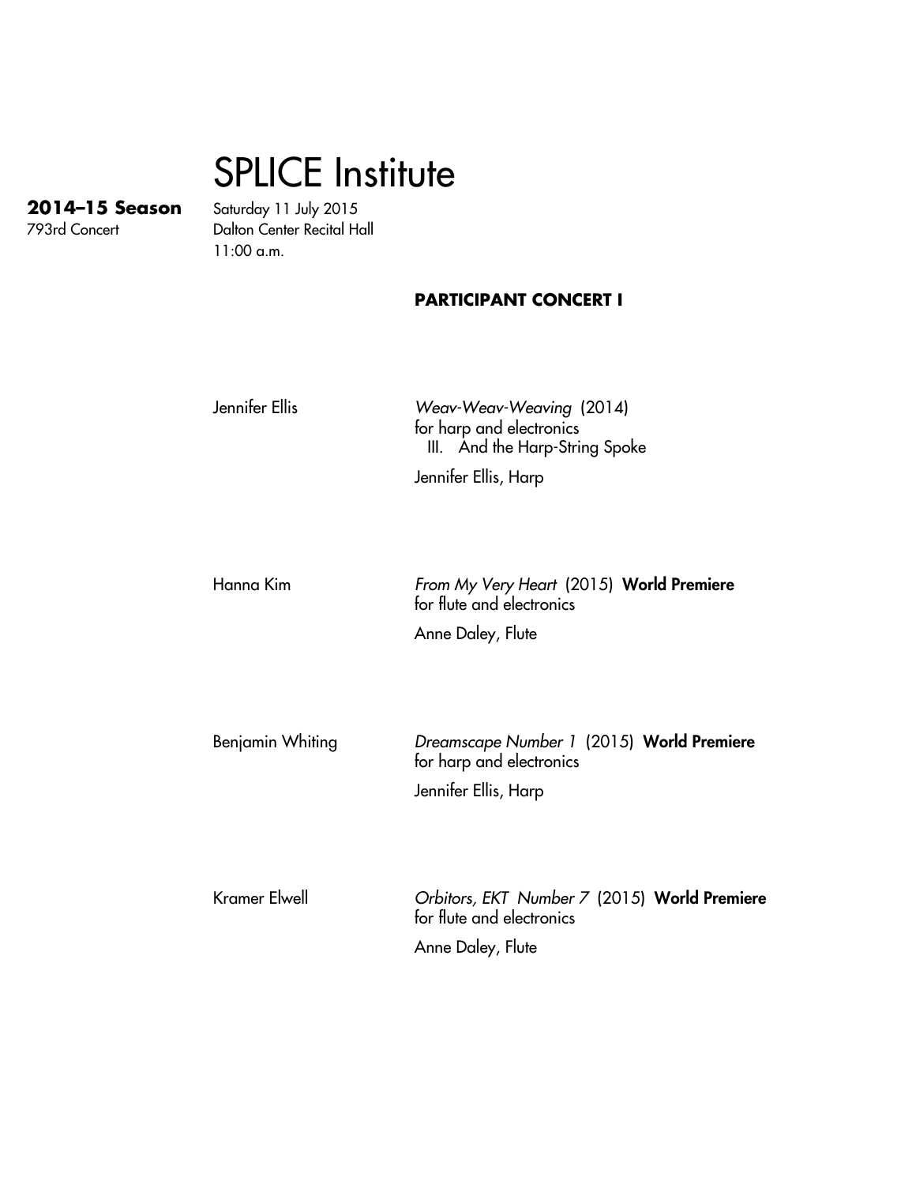# SPLICE Institute

**2014–15 Season**
793rd Concert

Saturday 11 July 2015
Dalton Center Recital Hall
11:00 a.m.

**PARTICIPANT CONCERT I**

Jennifer Ellis

*Weav-Weav-Weaving* (2014)
for harp and electronics
III. And the Harp-String Spoke

Jennifer Ellis, Harp

Hanna Kim

*From My Very Heart* (2015) **World Premiere**
for flute and electronics

Anne Daley, Flute

Benjamin Whiting

*Dreamscape Number 1* (2015) **World Premiere**
for harp and electronics

Jennifer Ellis, Harp

Kramer Elwell

*Orbitors, EKT Number 7* (2015) **World Premiere**
for flute and electronics

Anne Daley, Flute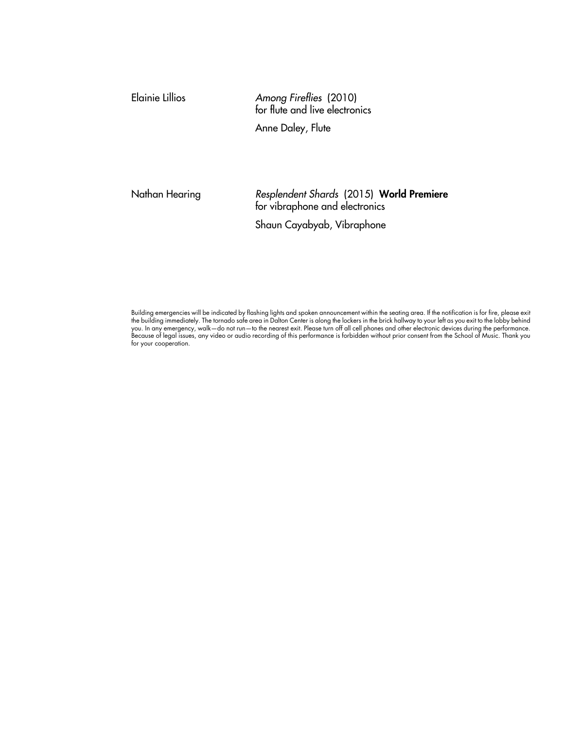Elainie Lillios *Among Fireflies* (2010)
for flute and live electronics

Anne Daley, Flute

Nathan Hearing *Resplendent Shards* (2015) **World Premiere**
for vibraphone and electronics

Shaun Cayabyab, Vibraphone

Building emergencies will be indicated by flashing lights and spoken announcement within the seating area. If the notification is for fire, please exit the building immediately. The tornado safe area in Dalton Center is along the lockers in the brick hallway to your left as you exit to the lobby behind you. In any emergency, walk—do not run—to the nearest exit. Please turn off all cell phones and other electronic devices during the performance. Because of legal issues, any video or audio recording of this performance is forbidden without prior consent from the School of Music. Thank you for your cooperation.